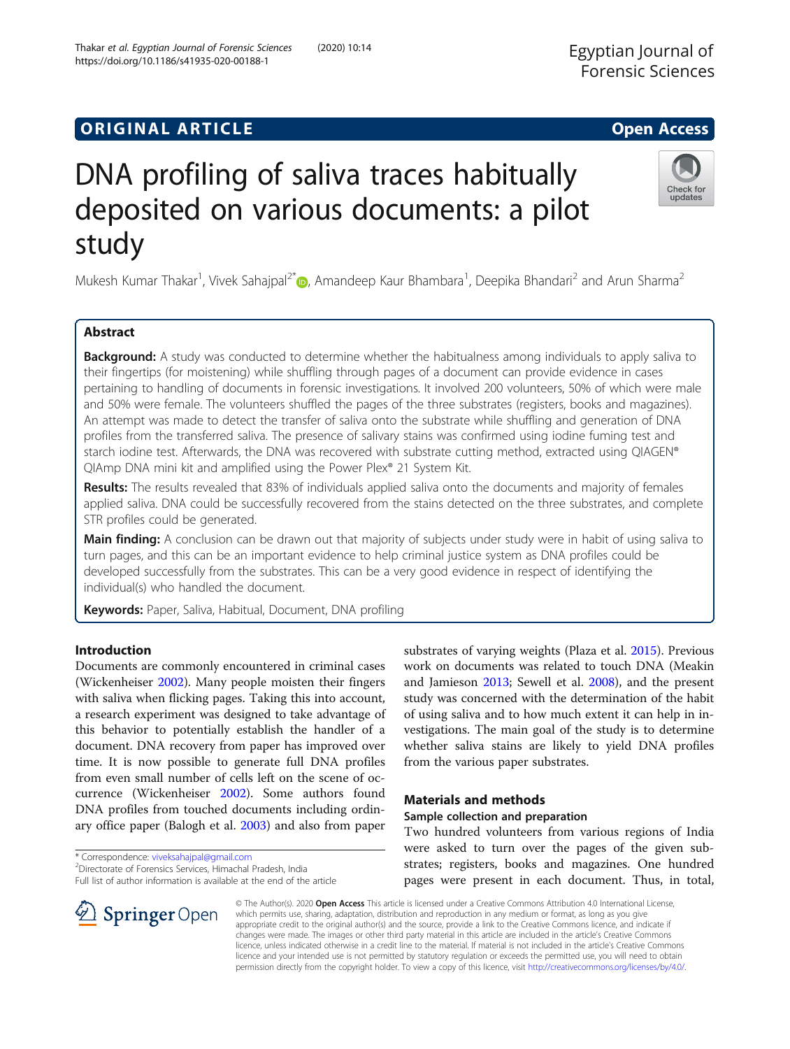ORIGINAL ARTICLE

Open Access

# DNA profiling of saliva traces habitually deposited on various documents: a pilot study

Mukesh Kumar Thakar[1], Vivek Sahajpal[2*], Amandeep Kaur Bhambara[1], Deepika Bhandari[2] and Arun Sharma[2]

## Abstract

**Background:** A study was conducted to determine whether the habitualness among individuals to apply saliva to their fingertips (for moistening) while shuffling through pages of a document can provide evidence in cases pertaining to handling of documents in forensic investigations. It involved 200 volunteers, 50% of which were male and 50% were female. The volunteers shuffled the pages of the three substrates (registers, books and magazines). An attempt was made to detect the transfer of saliva onto the substrate while shuffling and generation of DNA profiles from the transferred saliva. The presence of salivary stains was confirmed using iodine fuming test and starch iodine test. Afterwards, the DNA was recovered with substrate cutting method, extracted using QIAGEN® QIAmp DNA mini kit and amplified using the Power Plex® 21 System Kit.

**Results:** The results revealed that 83% of individuals applied saliva onto the documents and majority of females applied saliva. DNA could be successfully recovered from the stains detected on the three substrates, and complete STR profiles could be generated.

**Main finding:** A conclusion can be drawn out that majority of subjects under study were in habit of using saliva to turn pages, and this can be an important evidence to help criminal justice system as DNA profiles could be developed successfully from the substrates. This can be a very good evidence in respect of identifying the individual(s) who handled the document.

**Keywords:** Paper, Saliva, Habitual, Document, DNA profiling

## Introduction

Documents are commonly encountered in criminal cases (Wickenheiser 2002). Many people moisten their fingers with saliva when flicking pages. Taking this into account, a research experiment was designed to take advantage of this behavior to potentially establish the handler of a document. DNA recovery from paper has improved over time. It is now possible to generate full DNA profiles from even small number of cells left on the scene of occurrence (Wickenheiser 2002). Some authors found DNA profiles from touched documents including ordinary office paper (Balogh et al. 2003) and also from paper substrates of varying weights (Plaza et al. 2015). Previous work on documents was related to touch DNA (Meakin and Jamieson 2013; Sewell et al. 2008), and the present study was concerned with the determination of the habit of using saliva and to how much extent it can help in investigations. The main goal of the study is to determine whether saliva stains are likely to yield DNA profiles from the various paper substrates.

## Materials and methods

### Sample collection and preparation

Two hundred volunteers from various regions of India were asked to turn over the pages of the given substrates; registers, books and magazines. One hundred pages were present in each document. Thus, in total,

\* Correspondence: viveksahajpal@gmail.com
[2]Directorate of Forensics Services, Himachal Pradesh, India
Full list of author information is available at the end of the article

© The Author(s). 2020 **Open Access** This article is licensed under a Creative Commons Attribution 4.0 International License, which permits use, sharing, adaptation, distribution and reproduction in any medium or format, as long as you give appropriate credit to the original author(s) and the source, provide a link to the Creative Commons licence, and indicate if changes were made. The images or other third party material in this article are included in the article's Creative Commons licence, unless indicated otherwise in a credit line to the material. If material is not included in the article's Creative Commons licence and your intended use is not permitted by statutory regulation or exceeds the permitted use, you will need to obtain permission directly from the copyright holder. To view a copy of this licence, visit http://creativecommons.org/licenses/by/4.0/.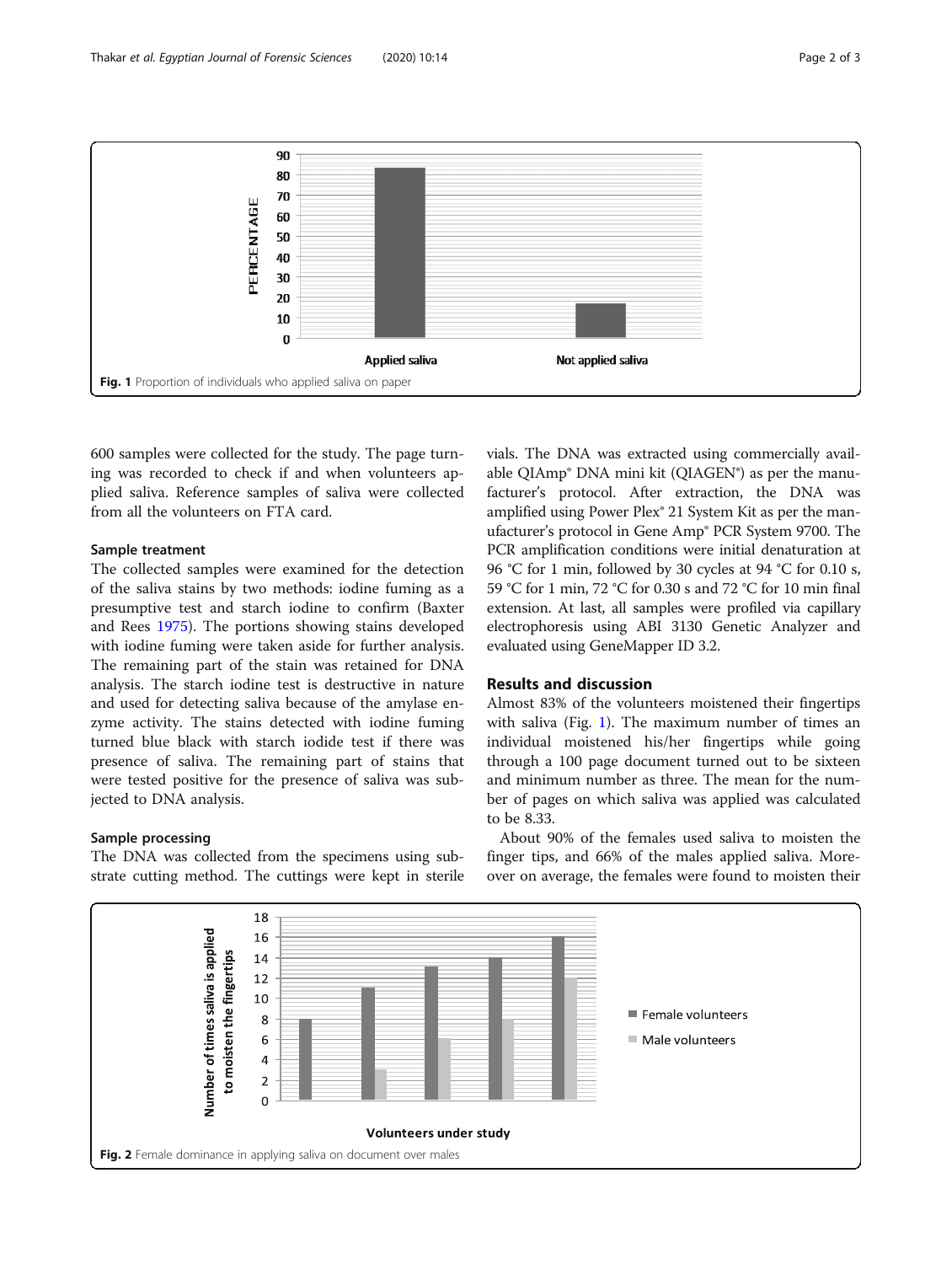Fig. 1 Proportion of individuals who applied saliva on paper

600 samples were collected for the study. The page turning was recorded to check if and when volunteers applied saliva. Reference samples of saliva were collected from all the volunteers on FTA card.

### Sample treatment

The collected samples were examined for the detection of the saliva stains by two methods: iodine fuming as a presumptive test and starch iodine to confirm (Baxter and Rees 1975). The portions showing stains developed with iodine fuming were taken aside for further analysis. The remaining part of the stain was retained for DNA analysis. The starch iodine test is destructive in nature and used for detecting saliva because of the amylase enzyme activity. The stains detected with iodine fuming turned blue black with starch iodide test if there was presence of saliva. The remaining part of stains that were tested positive for the presence of saliva was subjected to DNA analysis.

### Sample processing

The DNA was collected from the specimens using substrate cutting method. The cuttings were kept in sterile vials. The DNA was extracted using commercially available QIAmp® DNA mini kit (QIAGEN®) as per the manufacturer's protocol. After extraction, the DNA was amplified using Power Plex® 21 System Kit as per the manufacturer's protocol in Gene Amp® PCR System 9700. The PCR amplification conditions were initial denaturation at 96 °C for 1 min, followed by 30 cycles at 94 °C for 0.10 s, 59 °C for 1 min, 72 °C for 0.30 s and 72 °C for 10 min final extension. At last, all samples were profiled via capillary electrophoresis using ABI 3130 Genetic Analyzer and evaluated using GeneMapper ID 3.2.

## Results and discussion

Almost 83% of the volunteers moistened their fingertips with saliva (Fig. 1). The maximum number of times an individual moistened his/her fingertips while going through a 100 page document turned out to be sixteen and minimum number as three. The mean for the number of pages on which saliva was applied was calculated to be 8.33.

About 90% of the females used saliva to moisten the finger tips, and 66% of the males applied saliva. Moreover on average, the females were found to moisten their

Fig. 2 Female dominance in applying saliva on document over males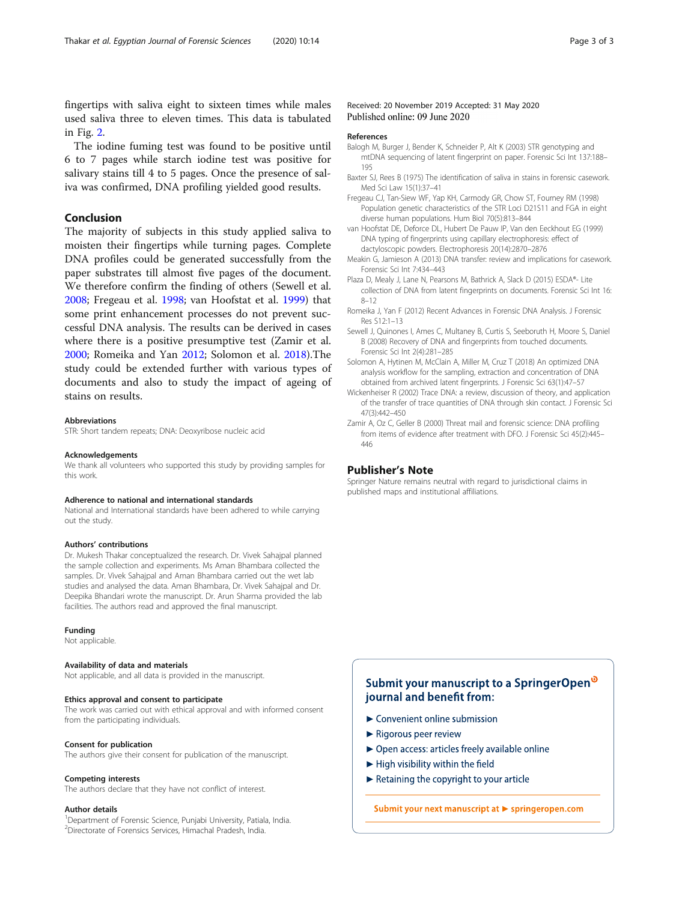fingertips with saliva eight to sixteen times while males used saliva three to eleven times. This data is tabulated in Fig. 2.

The iodine fuming test was found to be positive until 6 to 7 pages while starch iodine test was positive for salivary stains till 4 to 5 pages. Once the presence of saliva was confirmed, DNA profiling yielded good results.

## Conclusion

The majority of subjects in this study applied saliva to moisten their fingertips while turning pages. Complete DNA profiles could be generated successfully from the paper substrates till almost five pages of the document. We therefore confirm the finding of others (Sewell et al. 2008; Fregeau et al. 1998; van Hoofstat et al. 1999) that some print enhancement processes do not prevent successful DNA analysis. The results can be derived in cases where there is a positive presumptive test (Zamir et al. 2000; Romeika and Yan 2012; Solomon et al. 2018).The study could be extended further with various types of documents and also to study the impact of ageing of stains on results.

### Abbreviations

STR: Short tandem repeats; DNA: Deoxyribose nucleic acid

### Acknowledgements

We thank all volunteers who supported this study by providing samples for this work.

### Adherence to national and international standards

National and International standards have been adhered to while carrying out the study.

### Authors' contributions

Dr. Mukesh Thakar conceptualized the research. Dr. Vivek Sahajpal planned the sample collection and experiments. Ms Aman Bhambara collected the samples. Dr. Vivek Sahajpal and Aman Bhambara carried out the wet lab studies and analysed the data. Aman Bhambara, Dr. Vivek Sahajpal and Dr. Deepika Bhandari wrote the manuscript. Dr. Arun Sharma provided the lab facilities. The authors read and approved the final manuscript.

### Funding

Not applicable.

### Availability of data and materials

Not applicable, and all data is provided in the manuscript.

### Ethics approval and consent to participate

The work was carried out with ethical approval and with informed consent from the participating individuals.

### Consent for publication

The authors give their consent for publication of the manuscript.

### Competing interests

The authors declare that they have not conflict of interest.

### Author details

[1]Department of Forensic Science, Punjabi University, Patiala, India.
[2]Directorate of Forensics Services, Himachal Pradesh, India.

Received: 20 November 2019 Accepted: 31 May 2020
Published online: 09 June 2020

### References

Balogh M, Burger J, Bender K, Schneider P, Alt K (2003) STR genotyping and mtDNA sequencing of latent fingerprint on paper. Forensic Sci Int 137:188–195

Baxter SJ, Rees B (1975) The identification of saliva in stains in forensic casework. Med Sci Law 15(1):37–41

Fregeau CJ, Tan-Siew WF, Yap KH, Carmody GR, Chow ST, Fourney RM (1998) Population genetic characteristics of the STR Loci D21S11 and FGA in eight diverse human populations. Hum Biol 70(5):813–844

van Hoofstat DE, Deforce DL, Hubert De Pauw IP, Van den Eeckhout EG (1999) DNA typing of fingerprints using capillary electrophoresis: effect of dactyloscopic powders. Electrophoresis 20(14):2870–2876

Meakin G, Jamieson A (2013) DNA transfer: review and implications for casework. Forensic Sci Int 7:434–443

Plaza D, Mealy J, Lane N, Pearsons M, Bathrick A, Slack D (2015) ESDA®- Lite collection of DNA from latent fingerprints on documents. Forensic Sci Int 16: 8–12

Romeika J, Yan F (2012) Recent Advances in Forensic DNA Analysis. J Forensic Res S12:1–13

Sewell J, Quinones I, Ames C, Multaney B, Curtis S, Seeboruth H, Moore S, Daniel B (2008) Recovery of DNA and fingerprints from touched documents. Forensic Sci Int 2(4):281–285

Solomon A, Hytinen M, McClain A, Miller M, Cruz T (2018) An optimized DNA analysis workflow for the sampling, extraction and concentration of DNA obtained from archived latent fingerprints. J Forensic Sci 63(1):47–57

Wickenheiser R (2002) Trace DNA: a review, discussion of theory, and application of the transfer of trace quantities of DNA through skin contact. J Forensic Sci 47(3):442–450

Zamir A, Oz C, Geller B (2000) Threat mail and forensic science: DNA profiling from items of evidence after treatment with DFO. J Forensic Sci 45(2):445–446

## Publisher's Note

Springer Nature remains neutral with regard to jurisdictional claims in published maps and institutional affiliations.

**Submit your manuscript to a SpringerOpen journal and benefit from:**

- ► Convenient online submission
- ► Rigorous peer review
- ► Open access: articles freely available online
- ► High visibility within the field
- ► Retaining the copyright to your article

**Submit your next manuscript at ► springeropen.com**